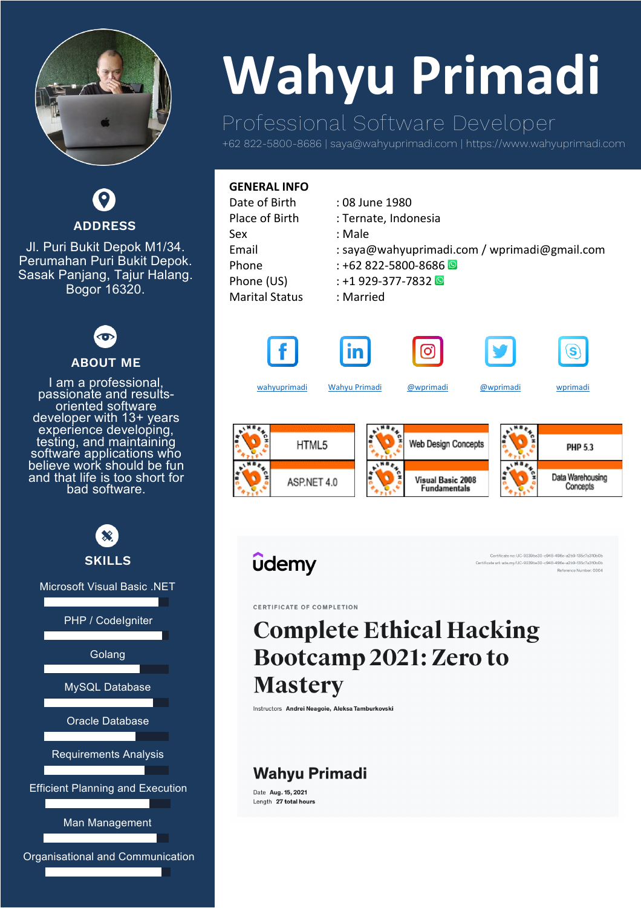# Wahyu Primadi

## Professional Software Developer

+62 822-5800-8686 | saya@wahyuprimadi.com | https://www.wahyuprimadi.com

### ADDRESS

Jl. Puri Bukit Depok M1/34. Perumahan Puri Bukit Depok. Sasak Panjang, Tajur Halang. Bogor 16320.

### ABOUT ME

I am a professional, passionate and results-oriented software developer with 13+ years experience developing, testing, and maintaining software applications who believe work should be fun and that life is too short for bad software.

### SKILLS

- Microsoft Visual Basic .NET
- PHP / CodeIgniter
- Golang
- MySQL Database
- Oracle Database
- Requirements Analysis
- Efficient Planning and Execution
- Man Management
- Organisational and Communication

### GENERAL INFO

| | |
|---|---|
| Date of Birth | : 08 June 1980 |
| Place of Birth | : Ternate, Indonesia |
| Sex | : Male |
| Email | : saya@wahyuprimadi.com / wprimadi@gmail.com |
| Phone | : +62 822-5800-8686 |
| Phone (US) | : +1 929-377-7832 |
| Marital Status | : Married |

wahyuprimadi | Wahyu Primadi | @wprimadi | @wprimadi | wprimadi

Brainbench Certified: HTML5 | Web Design Concepts | PHP 5.3 | ASP.NET 4.0 | Visual Basic 2008 Fundamentals | Data Warehousing Concepts

udemy

Certificate no: UC-9239be30-c948-496e-a2b9-135c7a310b0b
Certificate url: ude.my/UC-9239be30-c948-496e-a2b9-135c7a310b0b
Reference Number: 0004

CERTIFICATE OF COMPLETION

**Complete Ethical Hacking Bootcamp 2021: Zero to Mastery**

Instructors **Andrei Neagoie, Aleksa Tamburkovski**

**Wahyu Primadi**

Date **Aug. 15, 2021**
Length **27 total hours**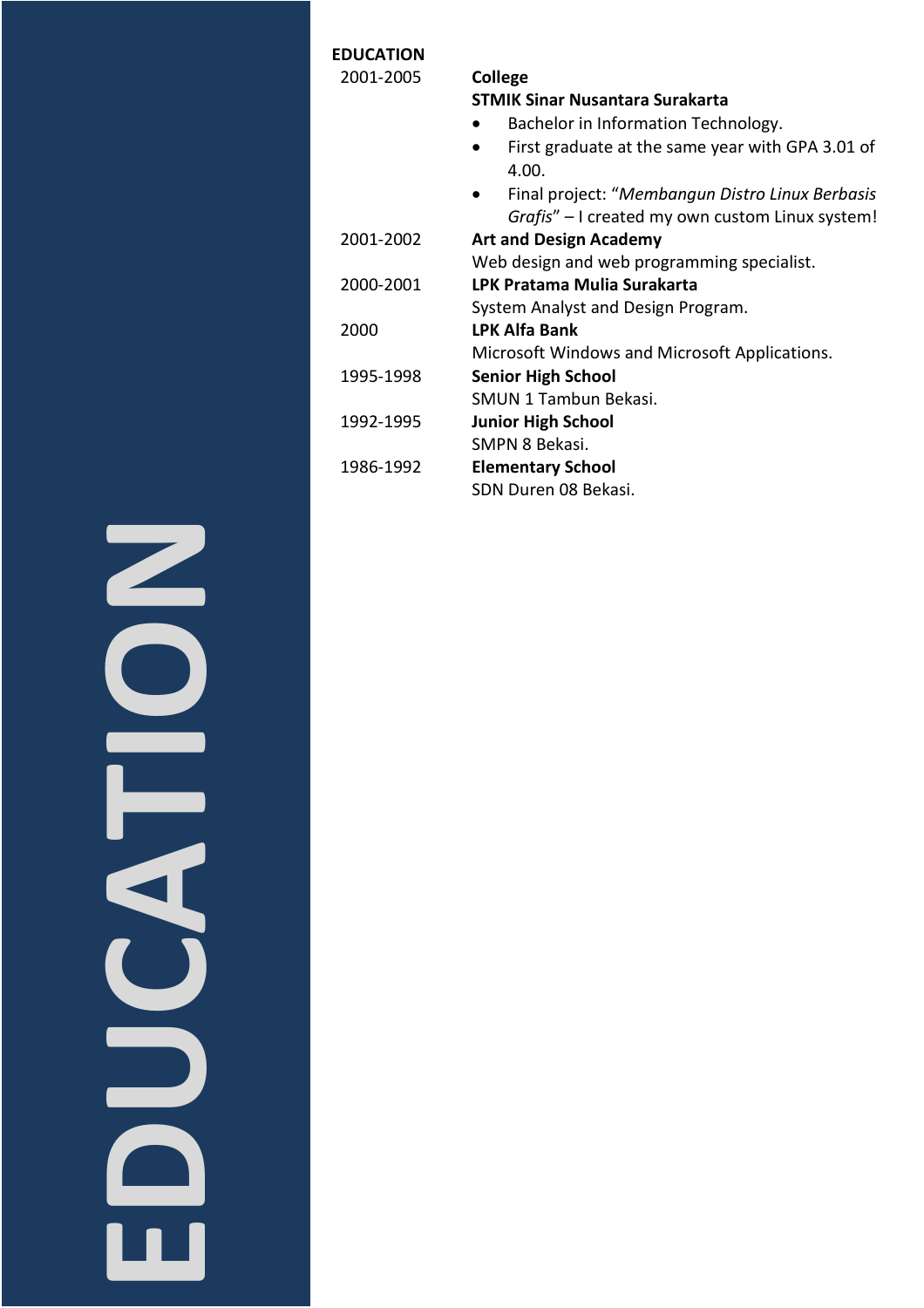## EDUCATION

**2001-2005** — **College**

**STMIK Sinar Nusantara Surakarta**

- Bachelor in Information Technology.
- First graduate at the same year with GPA 3.01 of 4.00.
- Final project: "*Membangun Distro Linux Berbasis Grafis*" – I created my own custom Linux system!

**2001-2002** — **Art and Design Academy**

Web design and web programming specialist.

**2000-2001** — **LPK Pratama Mulia Surakarta**

System Analyst and Design Program.

**2000** — **LPK Alfa Bank**

Microsoft Windows and Microsoft Applications.

**1995-1998** — **Senior High School**

SMUN 1 Tambun Bekasi.

**1992-1995** — **Junior High School**

SMPN 8 Bekasi.

**1986-1992** — **Elementary School**

SDN Duren 08 Bekasi.

EDUCATION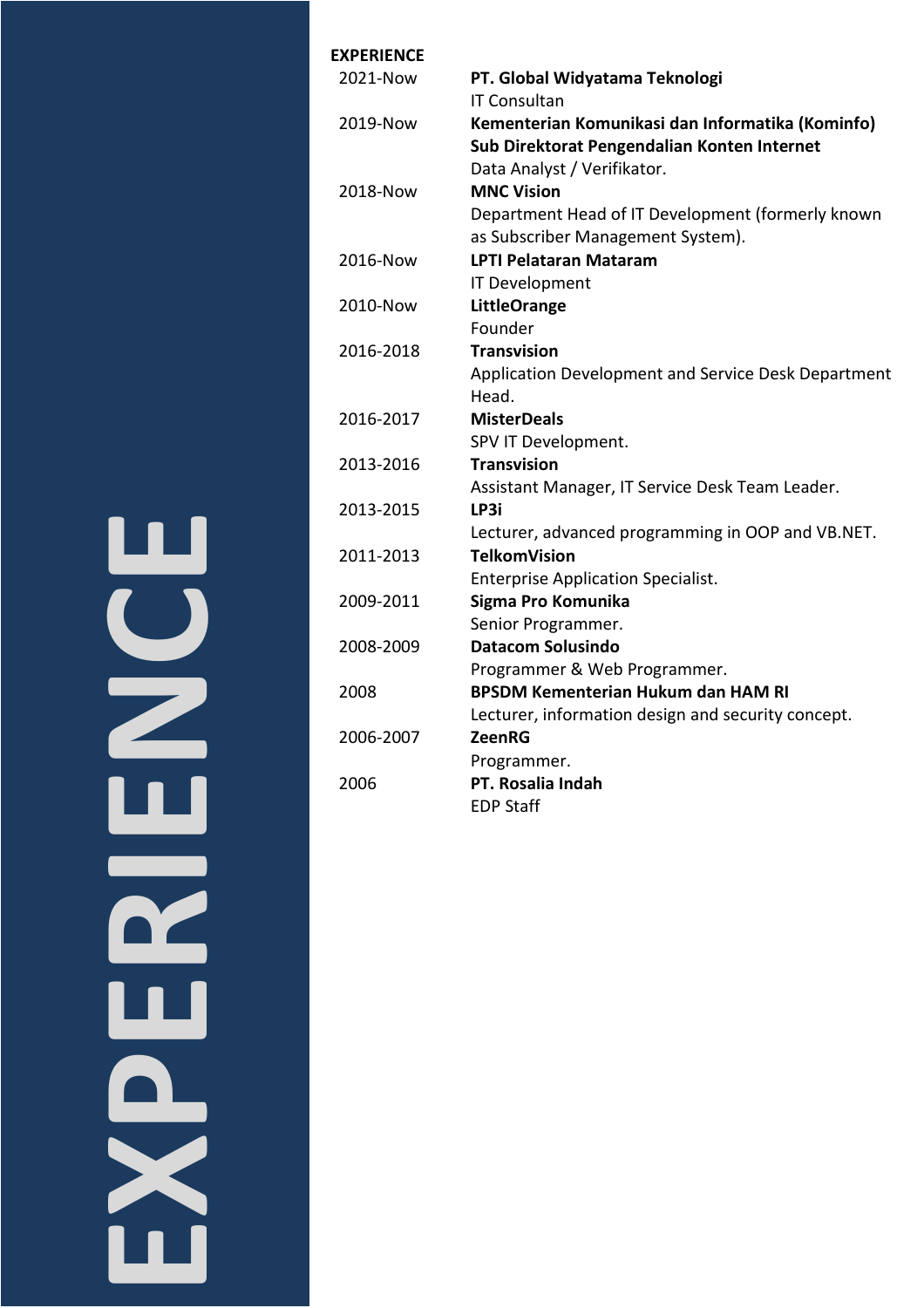# EXPERIENCE

**EXPERIENCE**

| | |
|---|---|
| 2021-Now | **PT. Global Widyatama Teknologi**<br>IT Consultan |
| 2019-Now | **Kementerian Komunikasi dan Informatika (Kominfo)**<br>**Sub Direktorat Pengendalian Konten Internet**<br>Data Analyst / Verifikator. |
| 2018-Now | **MNC Vision**<br>Department Head of IT Development (formerly known as Subscriber Management System). |
| 2016-Now | **LPTI Pelataran Mataram**<br>IT Development |
| 2010-Now | **LittleOrange**<br>Founder |
| 2016-2018 | **Transvision**<br>Application Development and Service Desk Department Head. |
| 2016-2017 | **MisterDeals**<br>SPV IT Development. |
| 2013-2016 | **Transvision**<br>Assistant Manager, IT Service Desk Team Leader. |
| 2013-2015 | **LP3i**<br>Lecturer, advanced programming in OOP and VB.NET. |
| 2011-2013 | **TelkomVision**<br>Enterprise Application Specialist. |
| 2009-2011 | **Sigma Pro Komunika**<br>Senior Programmer. |
| 2008-2009 | **Datacom Solusindo**<br>Programmer & Web Programmer. |
| 2008 | **BPSDM Kementerian Hukum dan HAM RI**<br>Lecturer, information design and security concept. |
| 2006-2007 | **ZeenRG**<br>Programmer. |
| 2006 | **PT. Rosalia Indah**<br>EDP Staff |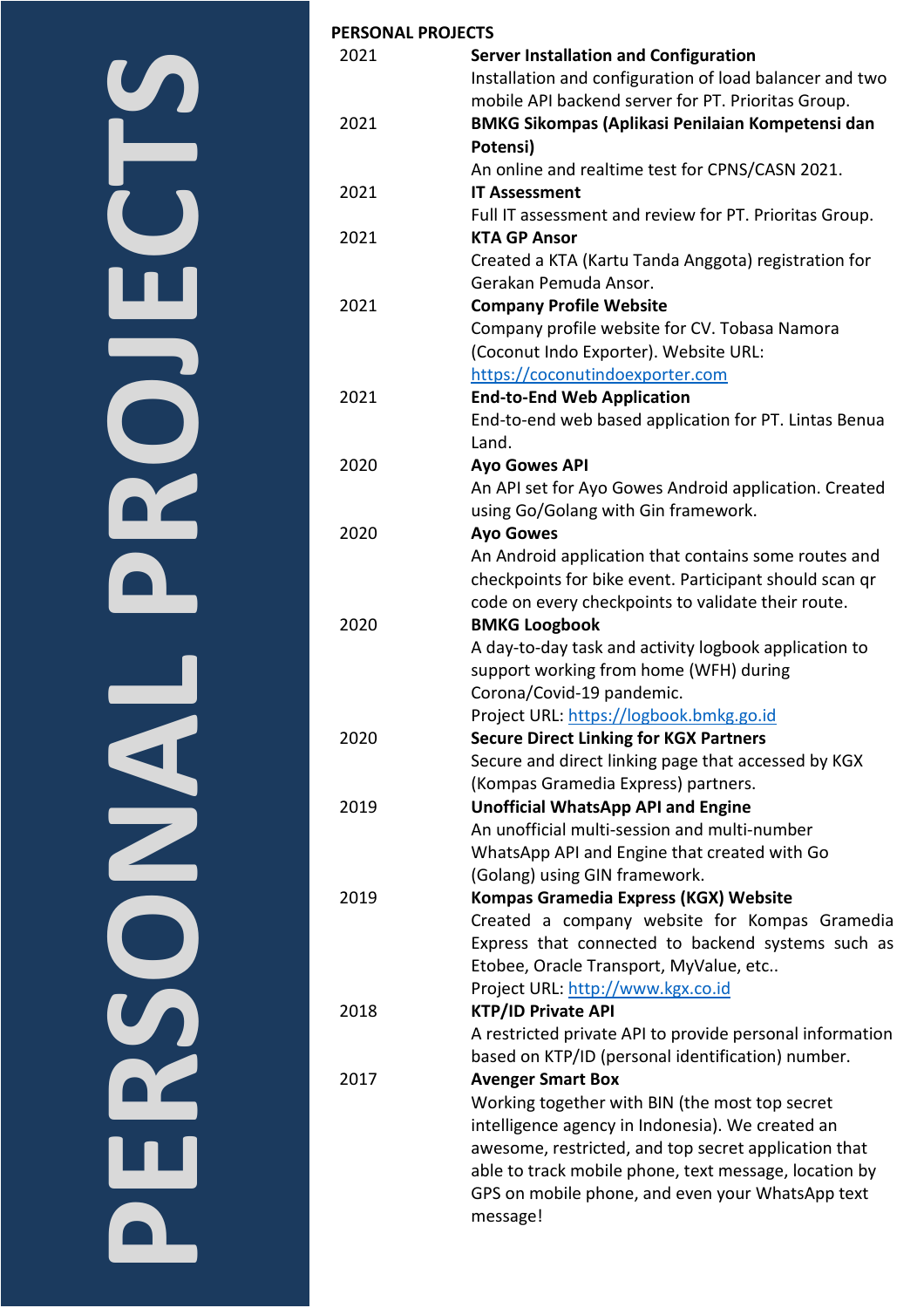## PERSONAL PROJECTS

| Year | Project |
|---|---|
| 2021 | **Server Installation and Configuration**<br>Installation and configuration of load balancer and two mobile API backend server for PT. Prioritas Group. |
| 2021 | **BMKG Sikompas (Aplikasi Penilaian Kompetensi dan Potensi)**<br>An online and realtime test for CPNS/CASN 2021. |
| 2021 | **IT Assessment**<br>Full IT assessment and review for PT. Prioritas Group. |
| 2021 | **KTA GP Ansor**<br>Created a KTA (Kartu Tanda Anggota) registration for Gerakan Pemuda Ansor. |
| 2021 | **Company Profile Website**<br>Company profile website for CV. Tobasa Namora (Coconut Indo Exporter). Website URL: [https://coconutindoexporter.com](https://coconutindoexporter.com) |
| 2021 | **End-to-End Web Application**<br>End-to-end web based application for PT. Lintas Benua Land. |
| 2020 | **Ayo Gowes API**<br>An API set for Ayo Gowes Android application. Created using Go/Golang with Gin framework. |
| 2020 | **Ayo Gowes**<br>An Android application that contains some routes and checkpoints for bike event. Participant should scan qr code on every checkpoints to validate their route. |
| 2020 | **BMKG Loogbook**<br>A day-to-day task and activity logbook application to support working from home (WFH) during Corona/Covid-19 pandemic.<br>Project URL: [https://logbook.bmkg.go.id](https://logbook.bmkg.go.id) |
| 2020 | **Secure Direct Linking for KGX Partners**<br>Secure and direct linking page that accessed by KGX (Kompas Gramedia Express) partners. |
| 2019 | **Unofficial WhatsApp API and Engine**<br>An unofficial multi-session and multi-number WhatsApp API and Engine that created with Go (Golang) using GIN framework. |
| 2019 | **Kompas Gramedia Express (KGX) Website**<br>Created a company website for Kompas Gramedia Express that connected to backend systems such as Etobee, Oracle Transport, MyValue, etc..<br>Project URL: [http://www.kgx.co.id](http://www.kgx.co.id) |
| 2018 | **KTP/ID Private API**<br>A restricted private API to provide personal information based on KTP/ID (personal identification) number. |
| 2017 | **Avenger Smart Box**<br>Working together with BIN (the most top secret intelligence agency in Indonesia). We created an awesome, restricted, and top secret application that able to track mobile phone, text message, location by GPS on mobile phone, and even your WhatsApp text message! |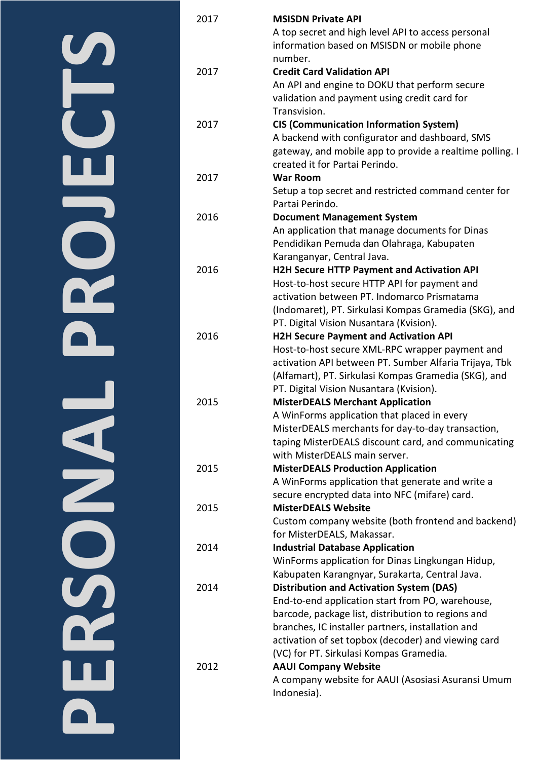# PERSONAL PROJECTS

| Year | Project |
|---|---|
| 2017 | **MSISDN Private API**<br>A top secret and high level API to access personal information based on MSISDN or mobile phone number. |
| 2017 | **Credit Card Validation API**<br>An API and engine to DOKU that perform secure validation and payment using credit card for Transvision. |
| 2017 | **CIS (Communication Information System)**<br>A backend with configurator and dashboard, SMS gateway, and mobile app to provide a realtime polling. I created it for Partai Perindo. |
| 2017 | **War Room**<br>Setup a top secret and restricted command center for Partai Perindo. |
| 2016 | **Document Management System**<br>An application that manage documents for Dinas Pendidikan Pemuda dan Olahraga, Kabupaten Karanganyar, Central Java. |
| 2016 | **H2H Secure HTTP Payment and Activation API**<br>Host-to-host secure HTTP API for payment and activation between PT. Indomarco Prismatama (Indomaret), PT. Sirkulasi Kompas Gramedia (SKG), and PT. Digital Vision Nusantara (Kvision). |
| 2016 | **H2H Secure Payment and Activation API**<br>Host-to-host secure XML-RPC wrapper payment and activation API between PT. Sumber Alfaria Trijaya, Tbk (Alfamart), PT. Sirkulasi Kompas Gramedia (SKG), and PT. Digital Vision Nusantara (Kvision). |
| 2015 | **MisterDEALS Merchant Application**<br>A WinForms application that placed in every MisterDEALS merchants for day-to-day transaction, taping MisterDEALS discount card, and communicating with MisterDEALS main server. |
| 2015 | **MisterDEALS Production Application**<br>A WinForms application that generate and write a secure encrypted data into NFC (mifare) card. |
| 2015 | **MisterDEALS Website**<br>Custom company website (both frontend and backend) for MisterDEALS, Makassar. |
| 2014 | **Industrial Database Application**<br>WinForms application for Dinas Lingkungan Hidup, Kabupaten Karangnyar, Surakarta, Central Java. |
| 2014 | **Distribution and Activation System (DAS)**<br>End-to-end application start from PO, warehouse, barcode, package list, distribution to regions and branches, IC installer partners, installation and activation of set topbox (decoder) and viewing card (VC) for PT. Sirkulasi Kompas Gramedia. |
| 2012 | **AAUI Company Website**<br>A company website for AAUI (Asosiasi Asuransi Umum Indonesia). |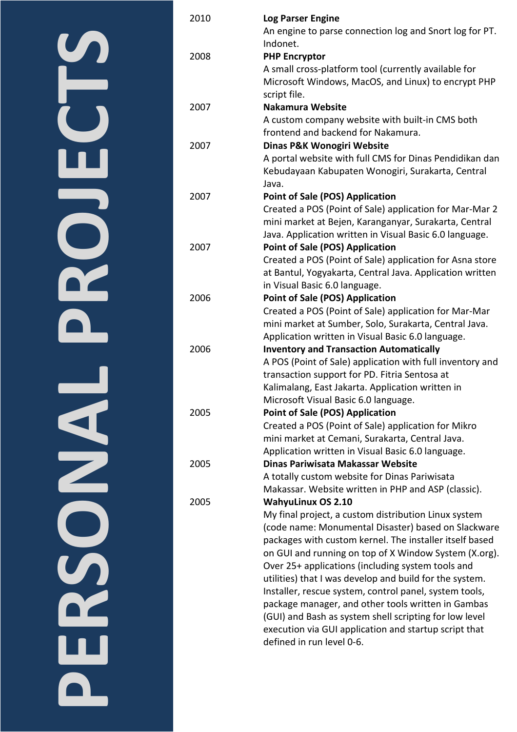# PERSONAL PROJECTS

| | |
|---|---|
| 2010 | **Log Parser Engine**<br>An engine to parse connection log and Snort log for PT. Indonet. |
| 2008 | **PHP Encryptor**<br>A small cross-platform tool (currently available for Microsoft Windows, MacOS, and Linux) to encrypt PHP script file. |
| 2007 | **Nakamura Website**<br>A custom company website with built-in CMS both frontend and backend for Nakamura. |
| 2007 | **Dinas P&K Wonogiri Website**<br>A portal website with full CMS for Dinas Pendidikan dan Kebudayaan Kabupaten Wonogiri, Surakarta, Central Java. |
| 2007 | **Point of Sale (POS) Application**<br>Created a POS (Point of Sale) application for Mar-Mar 2 mini market at Bejen, Karanganyar, Surakarta, Central Java. Application written in Visual Basic 6.0 language. |
| 2007 | **Point of Sale (POS) Application**<br>Created a POS (Point of Sale) application for Asna store at Bantul, Yogyakarta, Central Java. Application written in Visual Basic 6.0 language. |
| 2006 | **Point of Sale (POS) Application**<br>Created a POS (Point of Sale) application for Mar-Mar mini market at Sumber, Solo, Surakarta, Central Java. Application written in Visual Basic 6.0 language. |
| 2006 | **Inventory and Transaction Automatically**<br>A POS (Point of Sale) application with full inventory and transaction support for PD. Fitria Sentosa at Kalimalang, East Jakarta. Application written in Microsoft Visual Basic 6.0 language. |
| 2005 | **Point of Sale (POS) Application**<br>Created a POS (Point of Sale) application for Mikro mini market at Cemani, Surakarta, Central Java. Application written in Visual Basic 6.0 language. |
| 2005 | **Dinas Pariwisata Makassar Website**<br>A totally custom website for Dinas Pariwisata Makassar. Website written in PHP and ASP (classic). |
| 2005 | **WahyuLinux OS 2.10**<br>My final project, a custom distribution Linux system (code name: Monumental Disaster) based on Slackware packages with custom kernel. The installer itself based on GUI and running on top of X Window System (X.org). Over 25+ applications (including system tools and utilities) that I was develop and build for the system. Installer, rescue system, control panel, system tools, package manager, and other tools written in Gambas (GUI) and Bash as system shell scripting for low level execution via GUI application and startup script that defined in run level 0-6. |